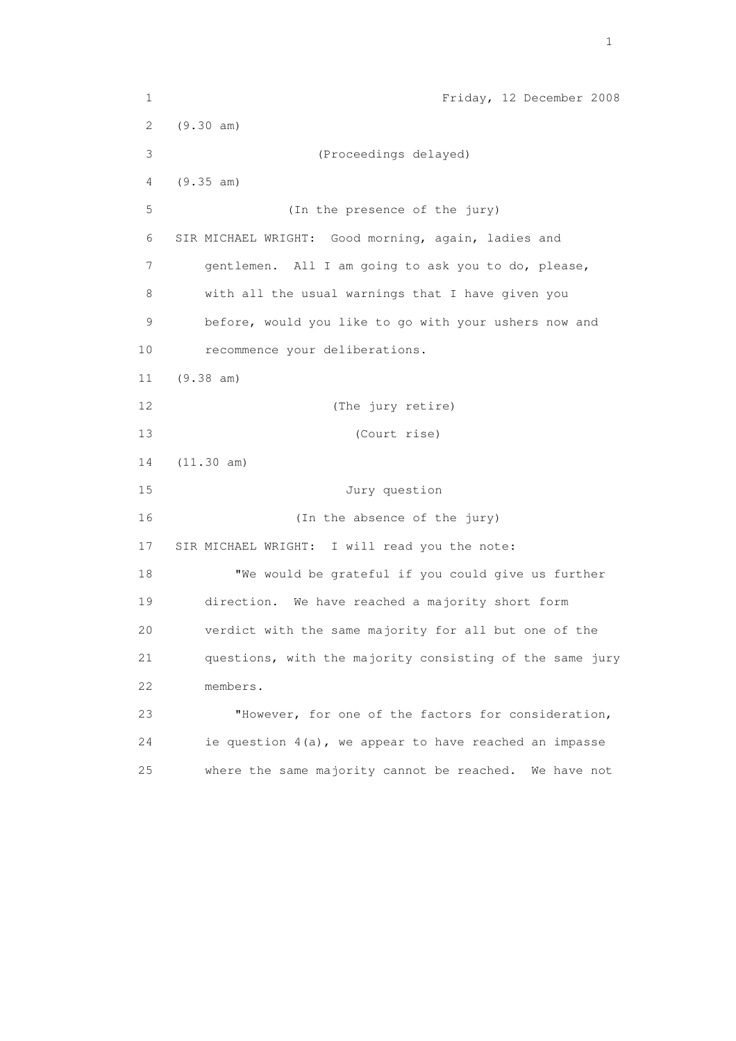Friday, 12 December 2008

(9.30 am)

(Proceedings delayed)

(9.35 am)

(In the presence of the jury)

SIR MICHAEL WRIGHT: Good morning, again, ladies and gentlemen. All I am going to ask you to do, please, with all the usual warnings that I have given you before, would you like to go with your ushers now and recommence your deliberations.

(9.38 am)

(The jury retire)

(Court rise)

(11.30 am)

Jury question

(In the absence of the jury)

SIR MICHAEL WRIGHT: I will read you the note:

"We would be grateful if you could give us further direction. We have reached a majority short form verdict with the same majority for all but one of the questions, with the majority consisting of the same jury members.

"However, for one of the factors for consideration, ie question 4(a), we appear to have reached an impasse where the same majority cannot be reached. We have not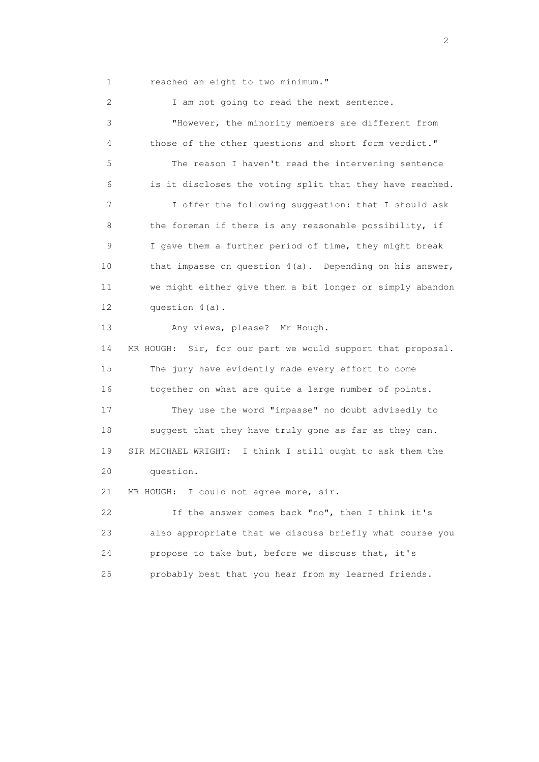reached an eight to two minimum."

I am not going to read the next sentence.

"However, the minority members are different from those of the other questions and short form verdict."

The reason I haven't read the intervening sentence is it discloses the voting split that they have reached.

I offer the following suggestion: that I should ask the foreman if there is any reasonable possibility, if I gave them a further period of time, they might break that impasse on question 4(a). Depending on his answer, we might either give them a bit longer or simply abandon question 4(a).

Any views, please? Mr Hough.

MR HOUGH: Sir, for our part we would support that proposal. The jury have evidently made every effort to come together on what are quite a large number of points.

They use the word "impasse" no doubt advisedly to suggest that they have truly gone as far as they can.

SIR MICHAEL WRIGHT: I think I still ought to ask them the question.

MR HOUGH: I could not agree more, sir.

If the answer comes back "no", then I think it's also appropriate that we discuss briefly what course you propose to take but, before we discuss that, it's probably best that you hear from my learned friends.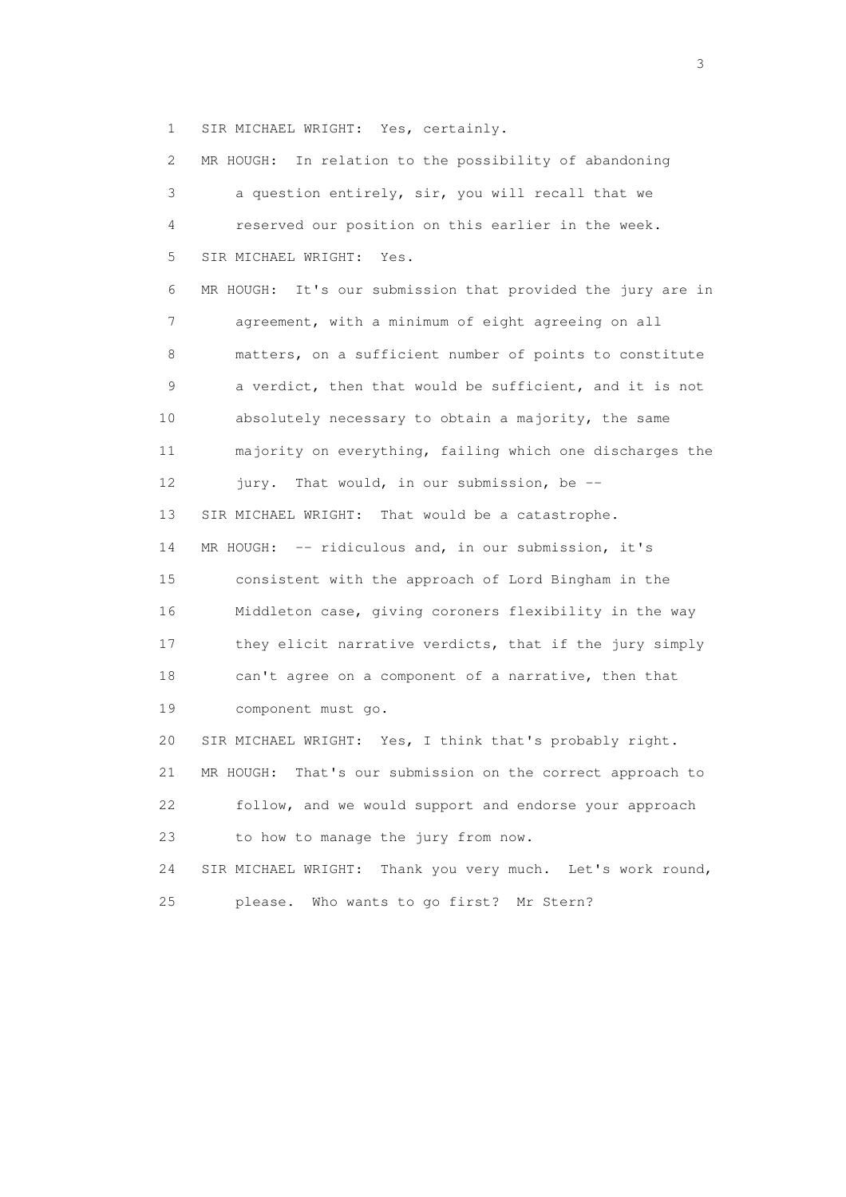1 SIR MICHAEL WRIGHT: Yes, certainly.

2 MR HOUGH: In relation to the possibility of abandoning

3 a question entirely, sir, you will recall that we

4 reserved our position on this earlier in the week.

5 SIR MICHAEL WRIGHT: Yes.

6 MR HOUGH: It's our submission that provided the jury are in

7 agreement, with a minimum of eight agreeing on all

8 matters, on a sufficient number of points to constitute

9 a verdict, then that would be sufficient, and it is not

10 absolutely necessary to obtain a majority, the same

11 majority on everything, failing which one discharges the

12 jury. That would, in our submission, be --

13 SIR MICHAEL WRIGHT: That would be a catastrophe.

14 MR HOUGH: -- ridiculous and, in our submission, it's

15 consistent with the approach of Lord Bingham in the

16 Middleton case, giving coroners flexibility in the way

17 they elicit narrative verdicts, that if the jury simply

18 can't agree on a component of a narrative, then that

19 component must go.

20 SIR MICHAEL WRIGHT: Yes, I think that's probably right.

21 MR HOUGH: That's our submission on the correct approach to

22 follow, and we would support and endorse your approach

23 to how to manage the jury from now.

24 SIR MICHAEL WRIGHT: Thank you very much. Let's work round,

25 please. Who wants to go first? Mr Stern?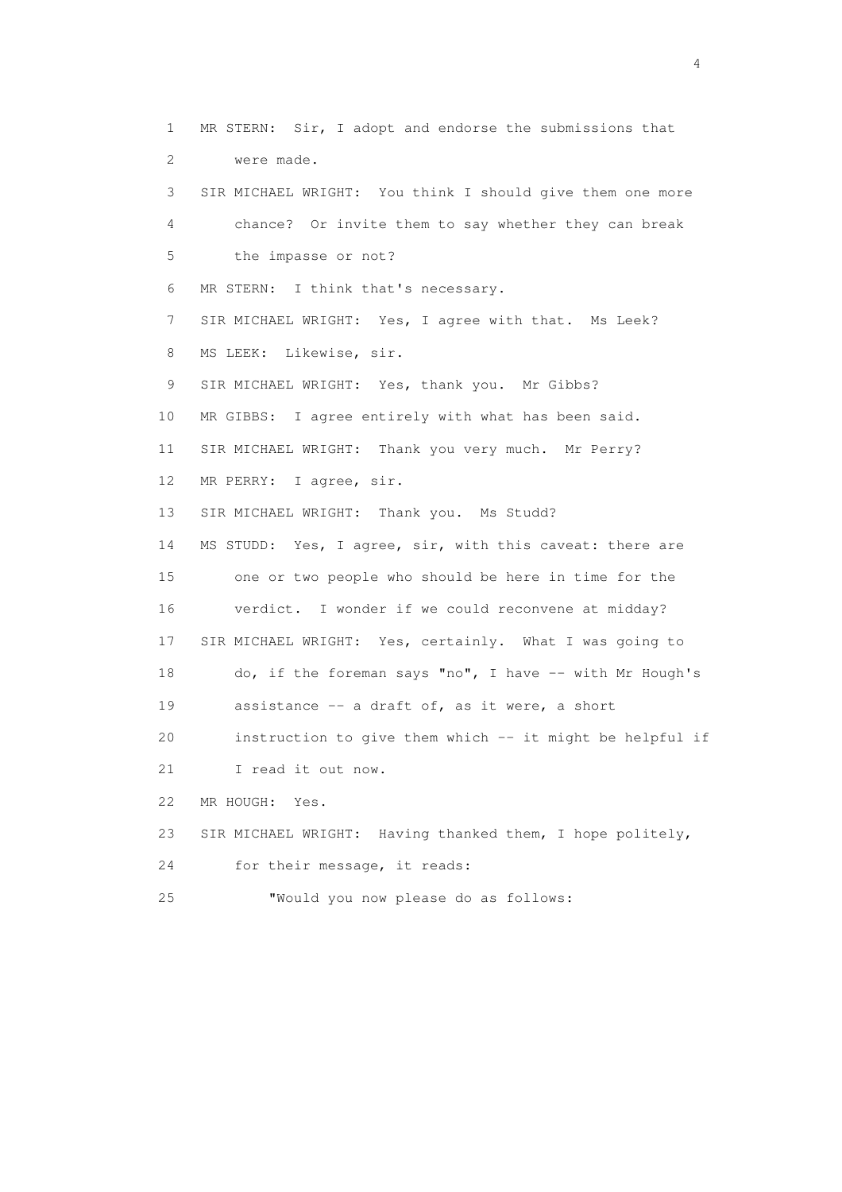1 MR STERN: Sir, I adopt and endorse the submissions that
2 were made.
3 SIR MICHAEL WRIGHT: You think I should give them one more
4 chance? Or invite them to say whether they can break
5 the impasse or not?
6 MR STERN: I think that's necessary.
7 SIR MICHAEL WRIGHT: Yes, I agree with that. Ms Leek?
8 MS LEEK: Likewise, sir.
9 SIR MICHAEL WRIGHT: Yes, thank you. Mr Gibbs?
10 MR GIBBS: I agree entirely with what has been said.
11 SIR MICHAEL WRIGHT: Thank you very much. Mr Perry?
12 MR PERRY: I agree, sir.
13 SIR MICHAEL WRIGHT: Thank you. Ms Studd?
14 MS STUDD: Yes, I agree, sir, with this caveat: there are
15 one or two people who should be here in time for the
16 verdict. I wonder if we could reconvene at midday?
17 SIR MICHAEL WRIGHT: Yes, certainly. What I was going to
18 do, if the foreman says "no", I have -- with Mr Hough's
19 assistance -- a draft of, as it were, a short
20 instruction to give them which -- it might be helpful if
21 I read it out now.
22 MR HOUGH: Yes.
23 SIR MICHAEL WRIGHT: Having thanked them, I hope politely,
24 for their message, it reads:
25 "Would you now please do as follows: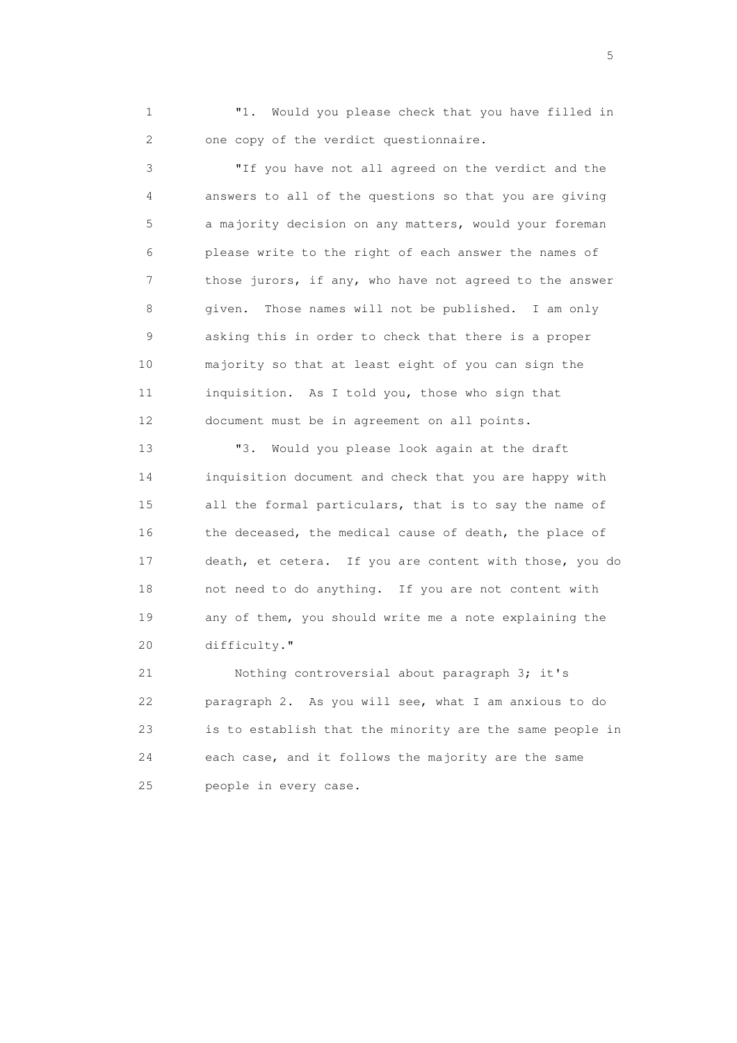"1. Would you please check that you have filled in one copy of the verdict questionnaire.

"If you have not all agreed on the verdict and the answers to all of the questions so that you are giving a majority decision on any matters, would your foreman please write to the right of each answer the names of those jurors, if any, who have not agreed to the answer given. Those names will not be published. I am only asking this in order to check that there is a proper majority so that at least eight of you can sign the inquisition. As I told you, those who sign that document must be in agreement on all points.

"3. Would you please look again at the draft inquisition document and check that you are happy with all the formal particulars, that is to say the name of the deceased, the medical cause of death, the place of death, et cetera. If you are content with those, you do not need to do anything. If you are not content with any of them, you should write me a note explaining the difficulty."

Nothing controversial about paragraph 3; it's paragraph 2. As you will see, what I am anxious to do is to establish that the minority are the same people in each case, and it follows the majority are the same people in every case.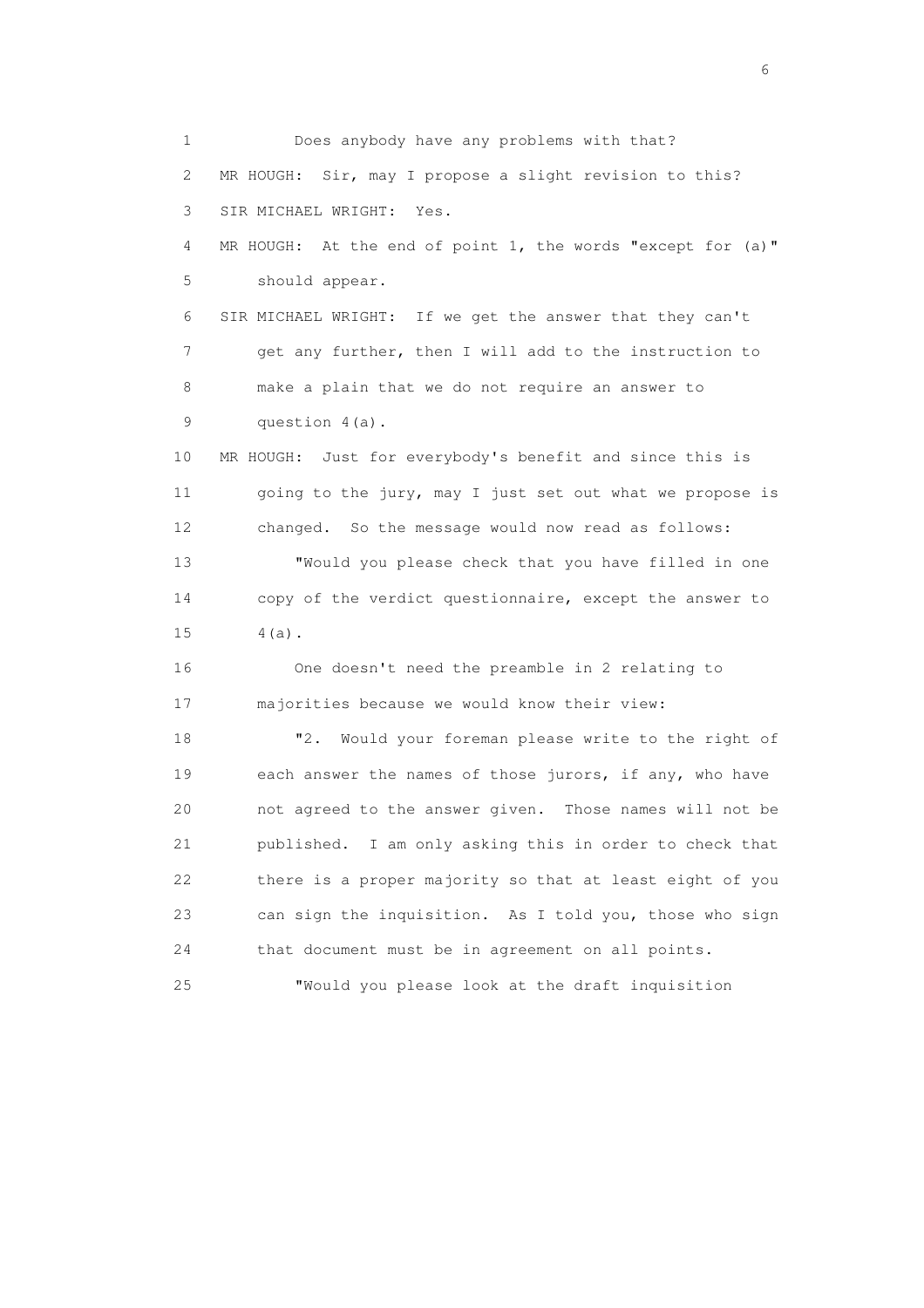1 Does anybody have any problems with that?

2 MR HOUGH: Sir, may I propose a slight revision to this?

3 SIR MICHAEL WRIGHT: Yes.

4 MR HOUGH: At the end of point 1, the words "except for (a)"

5 should appear.

6 SIR MICHAEL WRIGHT: If we get the answer that they can't

7 get any further, then I will add to the instruction to

8 make a plain that we do not require an answer to

9 question 4(a).

10 MR HOUGH: Just for everybody's benefit and since this is

11 going to the jury, may I just set out what we propose is

12 changed. So the message would now read as follows:

13 "Would you please check that you have filled in one

14 copy of the verdict questionnaire, except the answer to

15 4(a).

16 One doesn't need the preamble in 2 relating to

17 majorities because we would know their view:

18 "2. Would your foreman please write to the right of

19 each answer the names of those jurors, if any, who have

20 not agreed to the answer given. Those names will not be

21 published. I am only asking this in order to check that

22 there is a proper majority so that at least eight of you

23 can sign the inquisition. As I told you, those who sign

24 that document must be in agreement on all points.

25 "Would you please look at the draft inquisition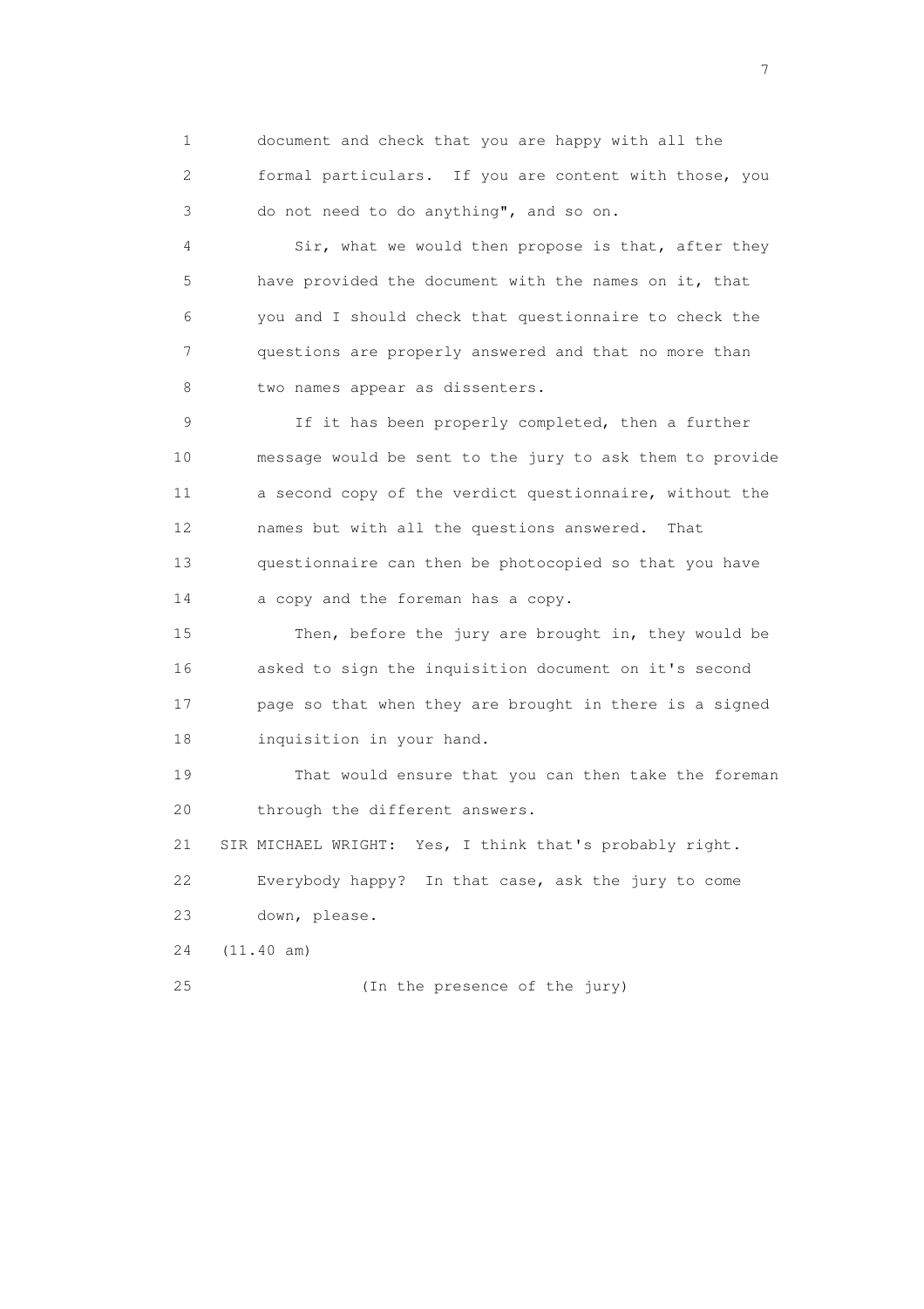1 document and check that you are happy with all the
2 formal particulars. If you are content with those, you
3 do not need to do anything", and so on.

4 Sir, what we would then propose is that, after they
5 have provided the document with the names on it, that
6 you and I should check that questionnaire to check the
7 questions are properly answered and that no more than
8 two names appear as dissenters.

9 If it has been properly completed, then a further
10 message would be sent to the jury to ask them to provide
11 a second copy of the verdict questionnaire, without the
12 names but with all the questions answered. That
13 questionnaire can then be photocopied so that you have
14 a copy and the foreman has a copy.

15 Then, before the jury are brought in, they would be
16 asked to sign the inquisition document on it's second
17 page so that when they are brought in there is a signed
18 inquisition in your hand.

19 That would ensure that you can then take the foreman
20 through the different answers.

21 SIR MICHAEL WRIGHT: Yes, I think that's probably right.
22 Everybody happy? In that case, ask the jury to come
23 down, please.

24 (11.40 am)

25 (In the presence of the jury)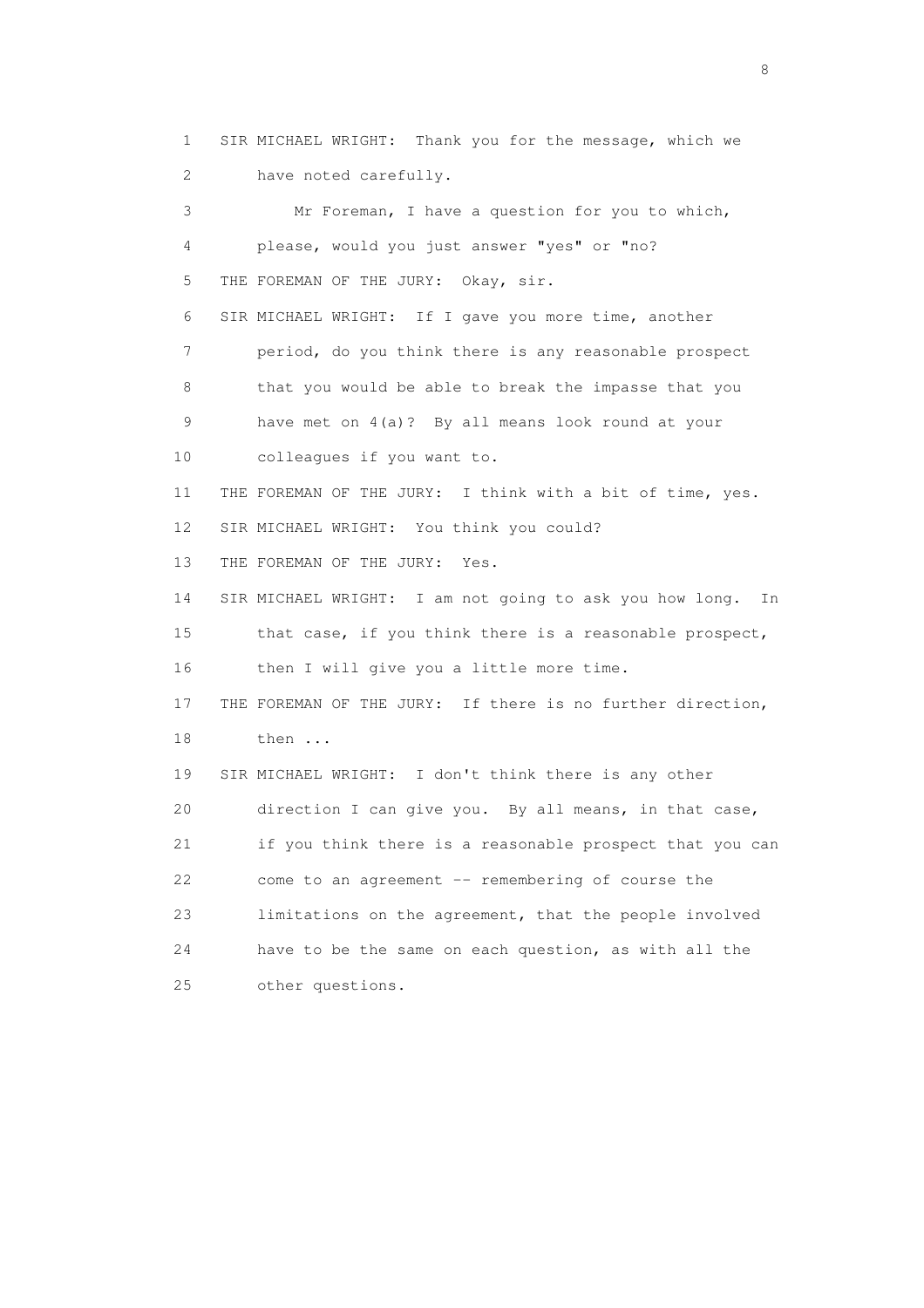1 SIR MICHAEL WRIGHT: Thank you for the message, which we
2 have noted carefully.
3 Mr Foreman, I have a question for you to which,
4 please, would you just answer "yes" or "no?
5 THE FOREMAN OF THE JURY: Okay, sir.
6 SIR MICHAEL WRIGHT: If I gave you more time, another
7 period, do you think there is any reasonable prospect
8 that you would be able to break the impasse that you
9 have met on 4(a)? By all means look round at your
10 colleagues if you want to.
11 THE FOREMAN OF THE JURY: I think with a bit of time, yes.
12 SIR MICHAEL WRIGHT: You think you could?
13 THE FOREMAN OF THE JURY: Yes.
14 SIR MICHAEL WRIGHT: I am not going to ask you how long. In
15 that case, if you think there is a reasonable prospect,
16 then I will give you a little more time.
17 THE FOREMAN OF THE JURY: If there is no further direction,
18 then ...
19 SIR MICHAEL WRIGHT: I don't think there is any other
20 direction I can give you. By all means, in that case,
21 if you think there is a reasonable prospect that you can
22 come to an agreement -- remembering of course the
23 limitations on the agreement, that the people involved
24 have to be the same on each question, as with all the
25 other questions.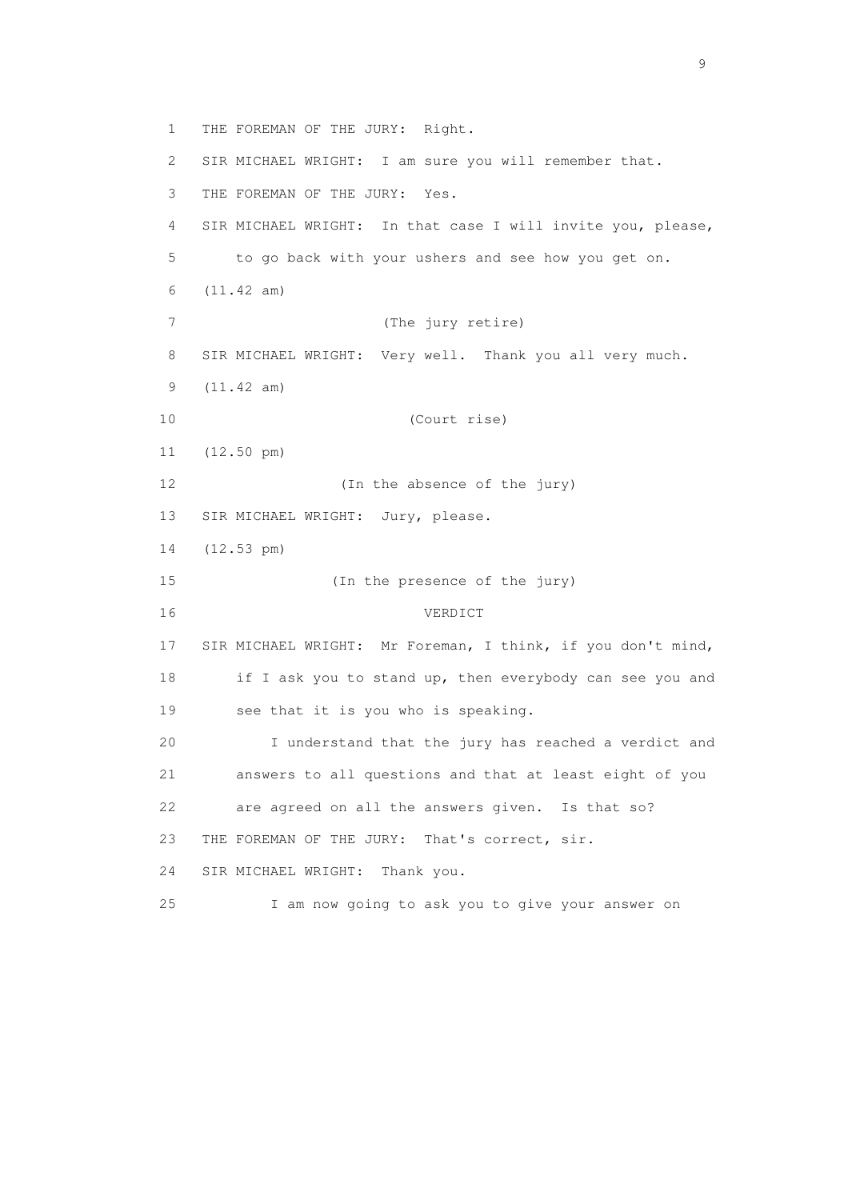1 THE FOREMAN OF THE JURY: Right.

2 SIR MICHAEL WRIGHT: I am sure you will remember that.

3 THE FOREMAN OF THE JURY: Yes.

4 SIR MICHAEL WRIGHT: In that case I will invite you, please,

5 to go back with your ushers and see how you get on.

6 (11.42 am)

7 (The jury retire)

8 SIR MICHAEL WRIGHT: Very well. Thank you all very much.

9 (11.42 am)

10 (Court rise)

11 (12.50 pm)

12 (In the absence of the jury)

13 SIR MICHAEL WRIGHT: Jury, please.

14 (12.53 pm)

15 (In the presence of the jury)

16 VERDICT

17 SIR MICHAEL WRIGHT: Mr Foreman, I think, if you don't mind,

18 if I ask you to stand up, then everybody can see you and

19 see that it is you who is speaking.

20 I understand that the jury has reached a verdict and

21 answers to all questions and that at least eight of you

22 are agreed on all the answers given. Is that so?

23 THE FOREMAN OF THE JURY: That's correct, sir.

24 SIR MICHAEL WRIGHT: Thank you.

25 I am now going to ask you to give your answer on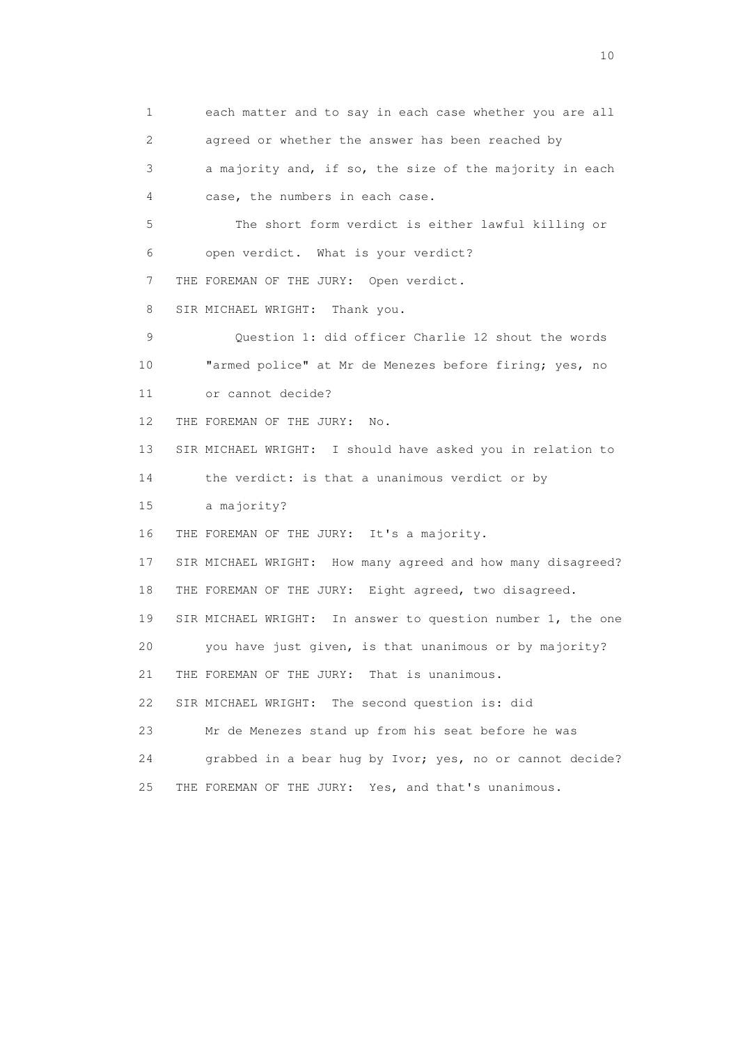1 each matter and to say in each case whether you are all
2 agreed or whether the answer has been reached by
3 a majority and, if so, the size of the majority in each
4 case, the numbers in each case.

5 The short form verdict is either lawful killing or
6 open verdict. What is your verdict?

7 THE FOREMAN OF THE JURY: Open verdict.

8 SIR MICHAEL WRIGHT: Thank you.

9 Question 1: did officer Charlie 12 shout the words
10 "armed police" at Mr de Menezes before firing; yes, no
11 or cannot decide?

12 THE FOREMAN OF THE JURY: No.

13 SIR MICHAEL WRIGHT: I should have asked you in relation to
14 the verdict: is that a unanimous verdict or by
15 a majority?

16 THE FOREMAN OF THE JURY: It's a majority.

17 SIR MICHAEL WRIGHT: How many agreed and how many disagreed?

18 THE FOREMAN OF THE JURY: Eight agreed, two disagreed.

19 SIR MICHAEL WRIGHT: In answer to question number 1, the one
20 you have just given, is that unanimous or by majority?

21 THE FOREMAN OF THE JURY: That is unanimous.

22 SIR MICHAEL WRIGHT: The second question is: did
23 Mr de Menezes stand up from his seat before he was
24 grabbed in a bear hug by Ivor; yes, no or cannot decide?

25 THE FOREMAN OF THE JURY: Yes, and that's unanimous.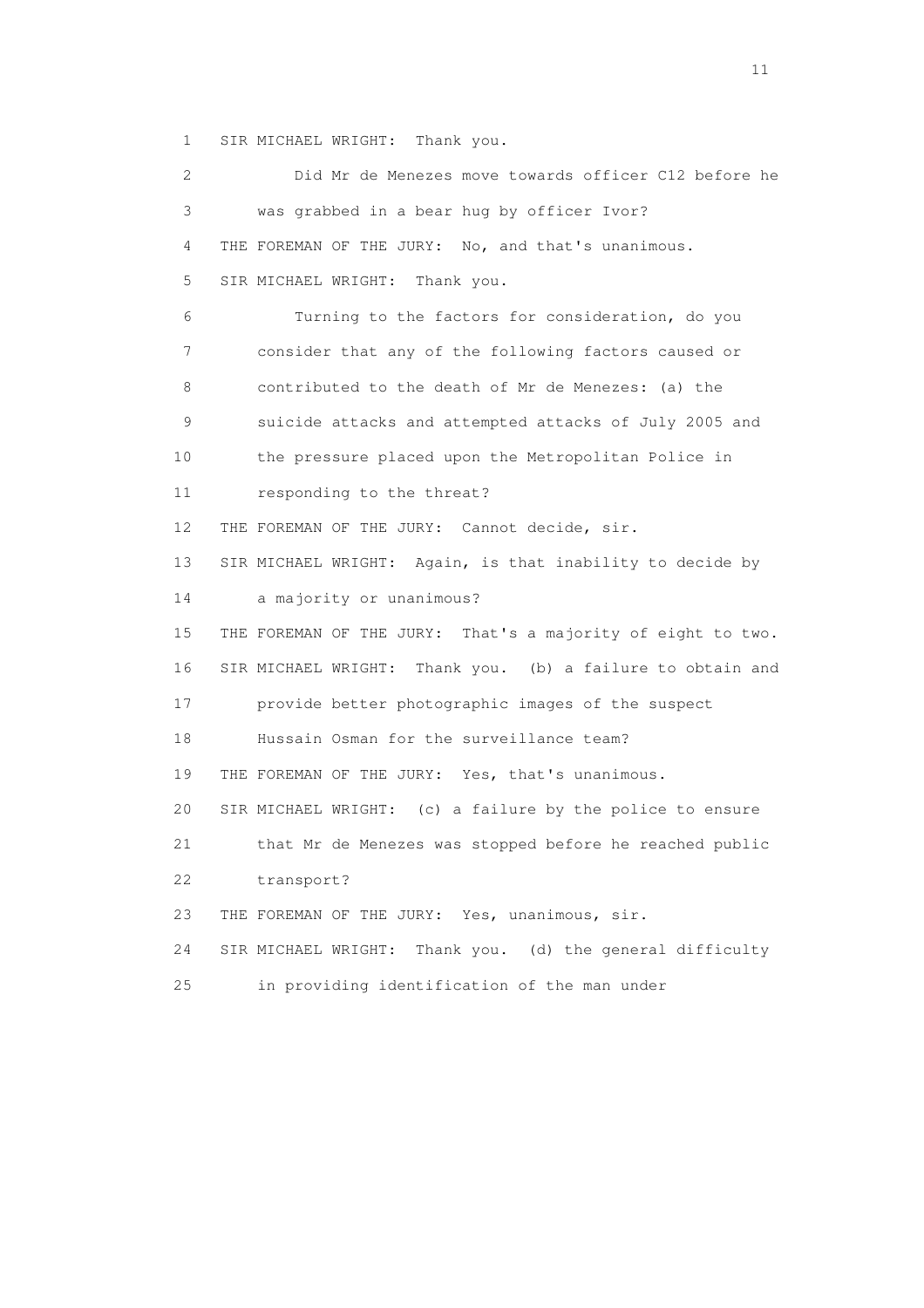1 SIR MICHAEL WRIGHT: Thank you.

2 Did Mr de Menezes move towards officer C12 before he

3 was grabbed in a bear hug by officer Ivor?

4 THE FOREMAN OF THE JURY: No, and that's unanimous.

5 SIR MICHAEL WRIGHT: Thank you.

6 Turning to the factors for consideration, do you

7 consider that any of the following factors caused or

8 contributed to the death of Mr de Menezes: (a) the

9 suicide attacks and attempted attacks of July 2005 and

10 the pressure placed upon the Metropolitan Police in

11 responding to the threat?

12 THE FOREMAN OF THE JURY: Cannot decide, sir.

13 SIR MICHAEL WRIGHT: Again, is that inability to decide by

14 a majority or unanimous?

15 THE FOREMAN OF THE JURY: That's a majority of eight to two.

16 SIR MICHAEL WRIGHT: Thank you. (b) a failure to obtain and

17 provide better photographic images of the suspect

18 Hussain Osman for the surveillance team?

19 THE FOREMAN OF THE JURY: Yes, that's unanimous.

20 SIR MICHAEL WRIGHT: (c) a failure by the police to ensure

21 that Mr de Menezes was stopped before he reached public

22 transport?

23 THE FOREMAN OF THE JURY: Yes, unanimous, sir.

24 SIR MICHAEL WRIGHT: Thank you. (d) the general difficulty

25 in providing identification of the man under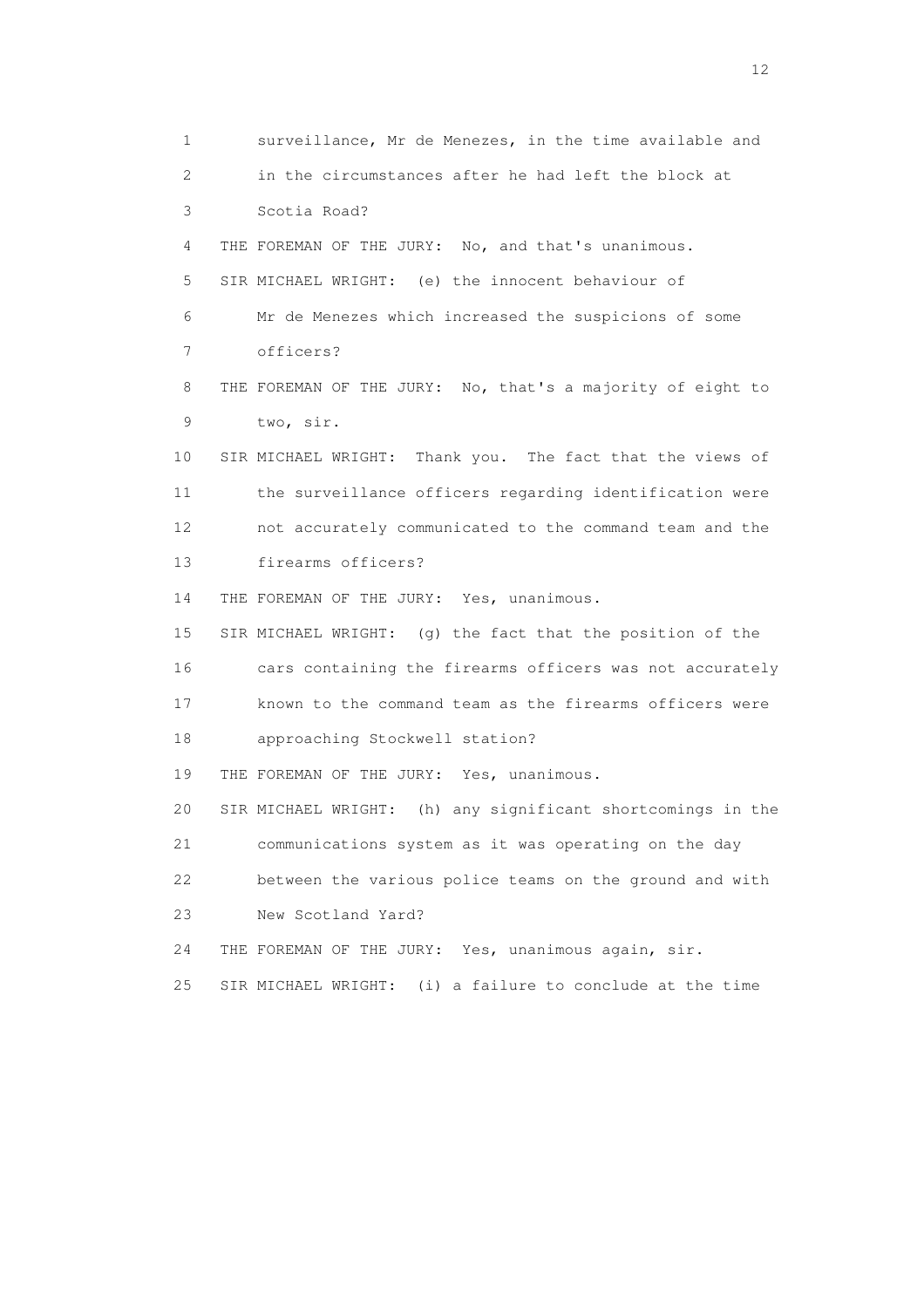1 surveillance, Mr de Menezes, in the time available and
2 in the circumstances after he had left the block at
3 Scotia Road?
4 THE FOREMAN OF THE JURY: No, and that's unanimous.
5 SIR MICHAEL WRIGHT: (e) the innocent behaviour of
6 Mr de Menezes which increased the suspicions of some
7 officers?
8 THE FOREMAN OF THE JURY: No, that's a majority of eight to
9 two, sir.
10 SIR MICHAEL WRIGHT: Thank you. The fact that the views of
11 the surveillance officers regarding identification were
12 not accurately communicated to the command team and the
13 firearms officers?
14 THE FOREMAN OF THE JURY: Yes, unanimous.
15 SIR MICHAEL WRIGHT: (g) the fact that the position of the
16 cars containing the firearms officers was not accurately
17 known to the command team as the firearms officers were
18 approaching Stockwell station?
19 THE FOREMAN OF THE JURY: Yes, unanimous.
20 SIR MICHAEL WRIGHT: (h) any significant shortcomings in the
21 communications system as it was operating on the day
22 between the various police teams on the ground and with
23 New Scotland Yard?
24 THE FOREMAN OF THE JURY: Yes, unanimous again, sir.
25 SIR MICHAEL WRIGHT: (i) a failure to conclude at the time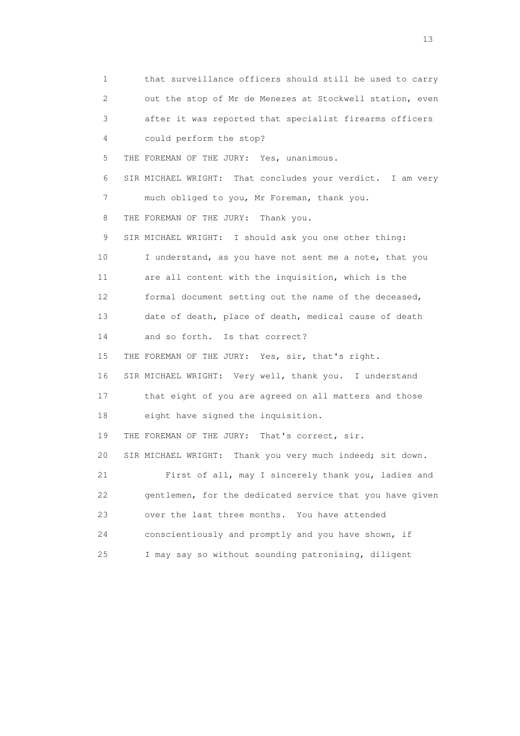1 that surveillance officers should still be used to carry
2 out the stop of Mr de Menezes at Stockwell station, even
3 after it was reported that specialist firearms officers
4 could perform the stop?

5 THE FOREMAN OF THE JURY: Yes, unanimous.

6 SIR MICHAEL WRIGHT: That concludes your verdict. I am very
7 much obliged to you, Mr Foreman, thank you.

8 THE FOREMAN OF THE JURY: Thank you.

9 SIR MICHAEL WRIGHT: I should ask you one other thing:
10 I understand, as you have not sent me a note, that you
11 are all content with the inquisition, which is the
12 formal document setting out the name of the deceased,
13 date of death, place of death, medical cause of death
14 and so forth. Is that correct?

15 THE FOREMAN OF THE JURY: Yes, sir, that's right.

16 SIR MICHAEL WRIGHT: Very well, thank you. I understand
17 that eight of you are agreed on all matters and those
18 eight have signed the inquisition.

19 THE FOREMAN OF THE JURY: That's correct, sir.

20 SIR MICHAEL WRIGHT: Thank you very much indeed; sit down.
21 First of all, may I sincerely thank you, ladies and
22 gentlemen, for the dedicated service that you have given
23 over the last three months. You have attended
24 conscientiously and promptly and you have shown, if
25 I may say so without sounding patronising, diligent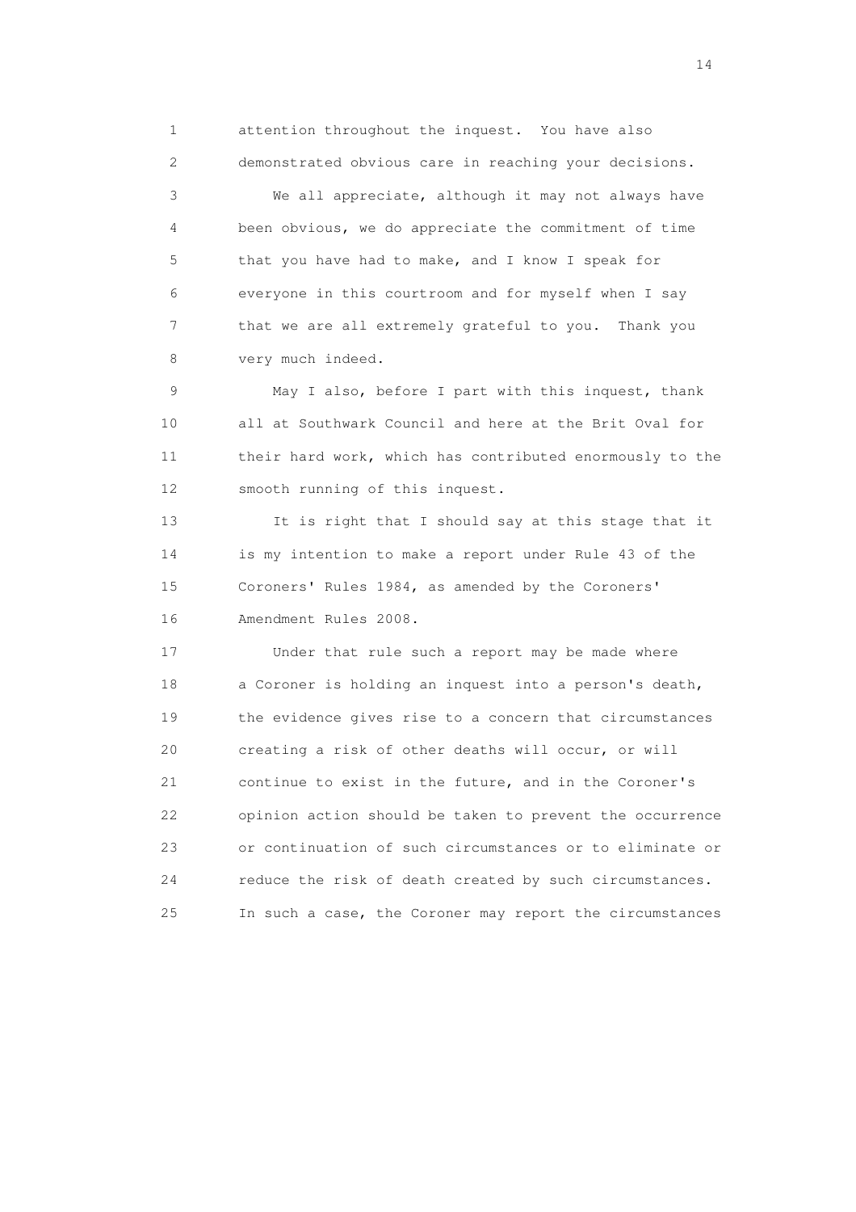attention throughout the inquest. You have also demonstrated obvious care in reaching your decisions.

We all appreciate, although it may not always have been obvious, we do appreciate the commitment of time that you have had to make, and I know I speak for everyone in this courtroom and for myself when I say that we are all extremely grateful to you. Thank you very much indeed.

May I also, before I part with this inquest, thank all at Southwark Council and here at the Brit Oval for their hard work, which has contributed enormously to the smooth running of this inquest.

It is right that I should say at this stage that it is my intention to make a report under Rule 43 of the Coroners' Rules 1984, as amended by the Coroners' Amendment Rules 2008.

Under that rule such a report may be made where a Coroner is holding an inquest into a person's death, the evidence gives rise to a concern that circumstances creating a risk of other deaths will occur, or will continue to exist in the future, and in the Coroner's opinion action should be taken to prevent the occurrence or continuation of such circumstances or to eliminate or reduce the risk of death created by such circumstances. In such a case, the Coroner may report the circumstances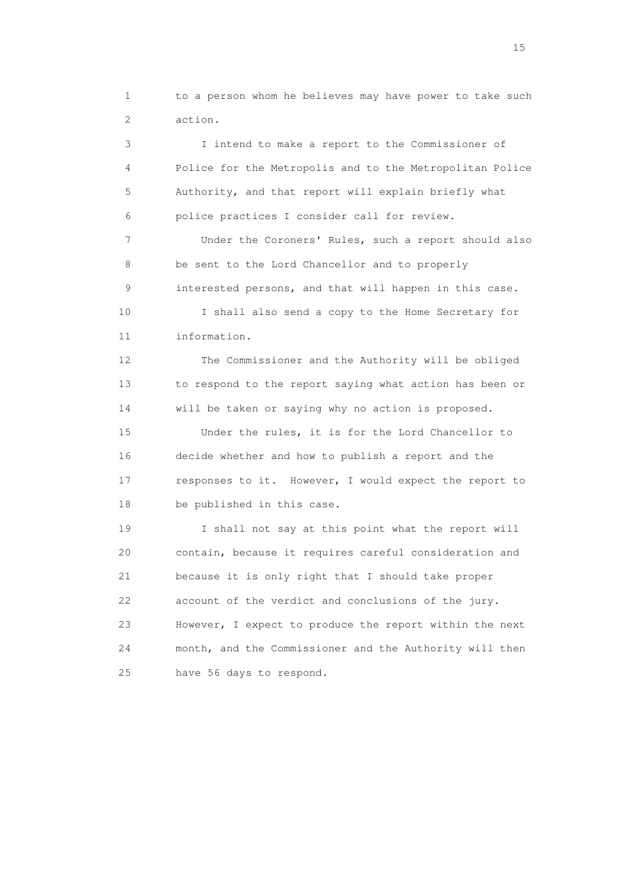to a person whom he believes may have power to take such action.

I intend to make a report to the Commissioner of Police for the Metropolis and to the Metropolitan Police Authority, and that report will explain briefly what police practices I consider call for review.

Under the Coroners' Rules, such a report should also be sent to the Lord Chancellor and to properly interested persons, and that will happen in this case.

I shall also send a copy to the Home Secretary for information.

The Commissioner and the Authority will be obliged to respond to the report saying what action has been or will be taken or saying why no action is proposed.

Under the rules, it is for the Lord Chancellor to decide whether and how to publish a report and the responses to it. However, I would expect the report to be published in this case.

I shall not say at this point what the report will contain, because it requires careful consideration and because it is only right that I should take proper account of the verdict and conclusions of the jury. However, I expect to produce the report within the next month, and the Commissioner and the Authority will then have 56 days to respond.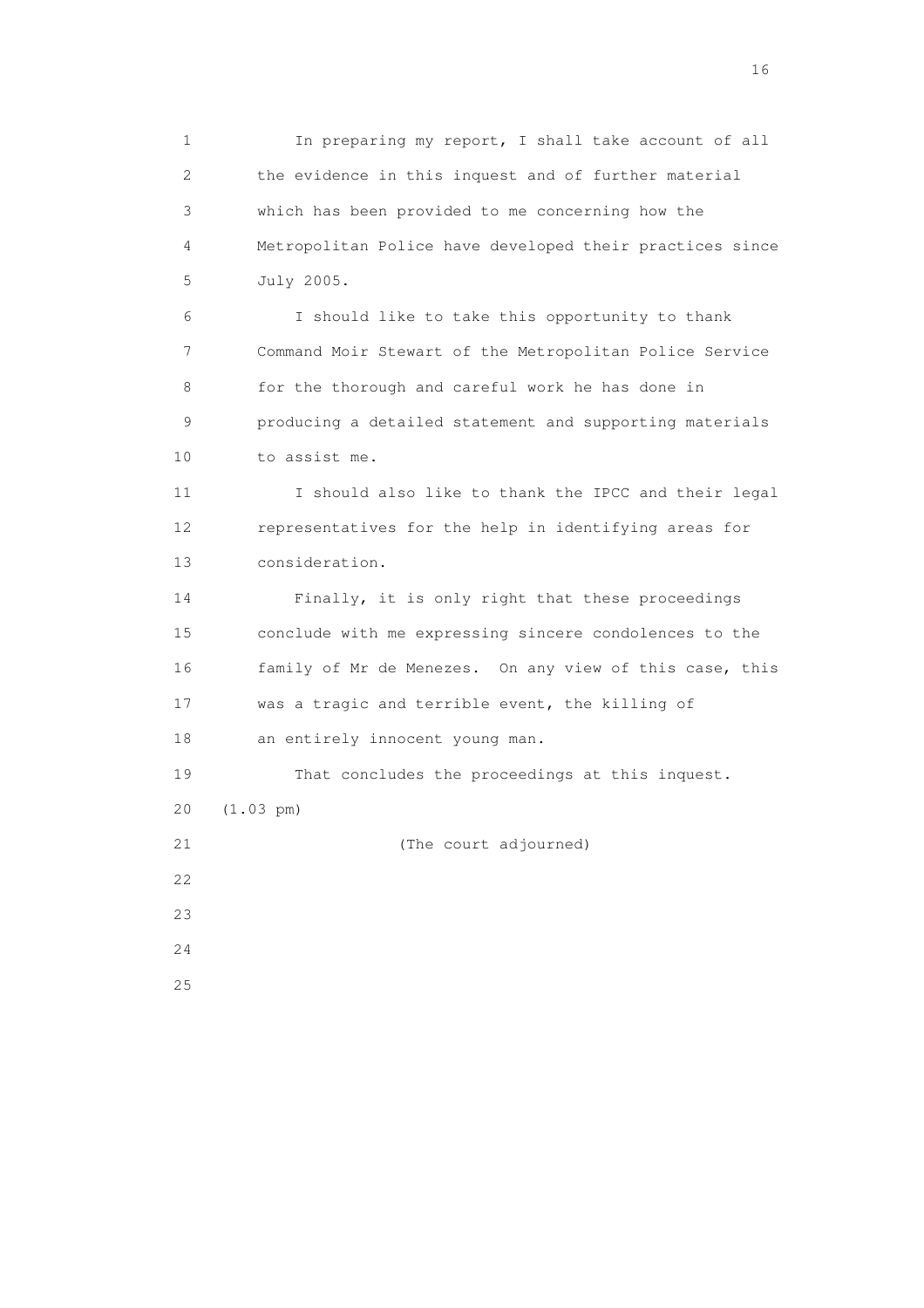In preparing my report, I shall take account of all the evidence in this inquest and of further material which has been provided to me concerning how the Metropolitan Police have developed their practices since July 2005.

I should like to take this opportunity to thank Command Moir Stewart of the Metropolitan Police Service for the thorough and careful work he has done in producing a detailed statement and supporting materials to assist me.

I should also like to thank the IPCC and their legal representatives for the help in identifying areas for consideration.

Finally, it is only right that these proceedings conclude with me expressing sincere condolences to the family of Mr de Menezes. On any view of this case, this was a tragic and terrible event, the killing of an entirely innocent young man.

That concludes the proceedings at this inquest.

(1.03 pm)

(The court adjourned)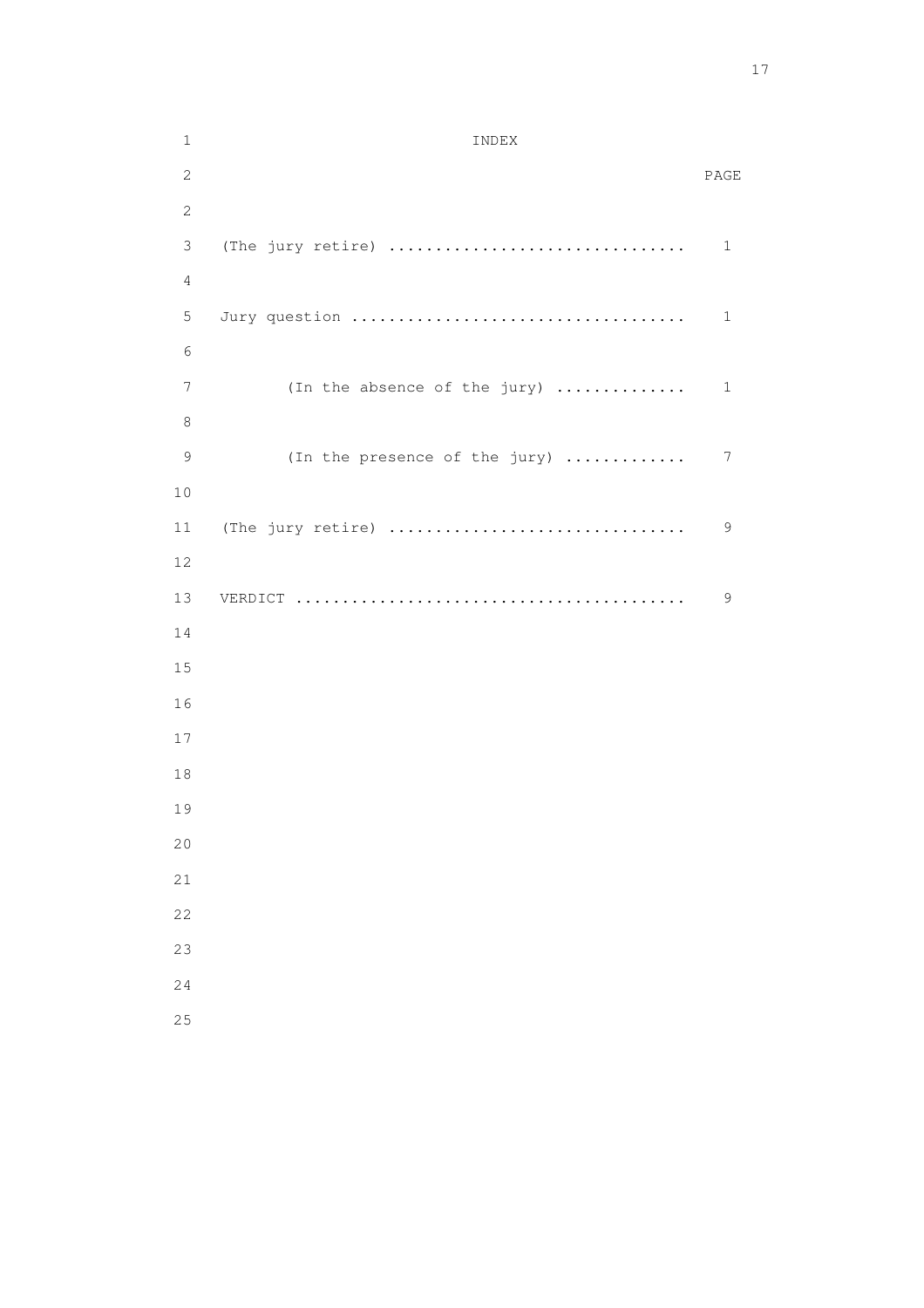# INDEX

| | PAGE |
|---|---|
| (The jury retire) | 1 |
| Jury question | 1 |
| (In the absence of the jury) | 1 |
| (In the presence of the jury) | 7 |
| (The jury retire) | 9 |
| VERDICT | 9 |